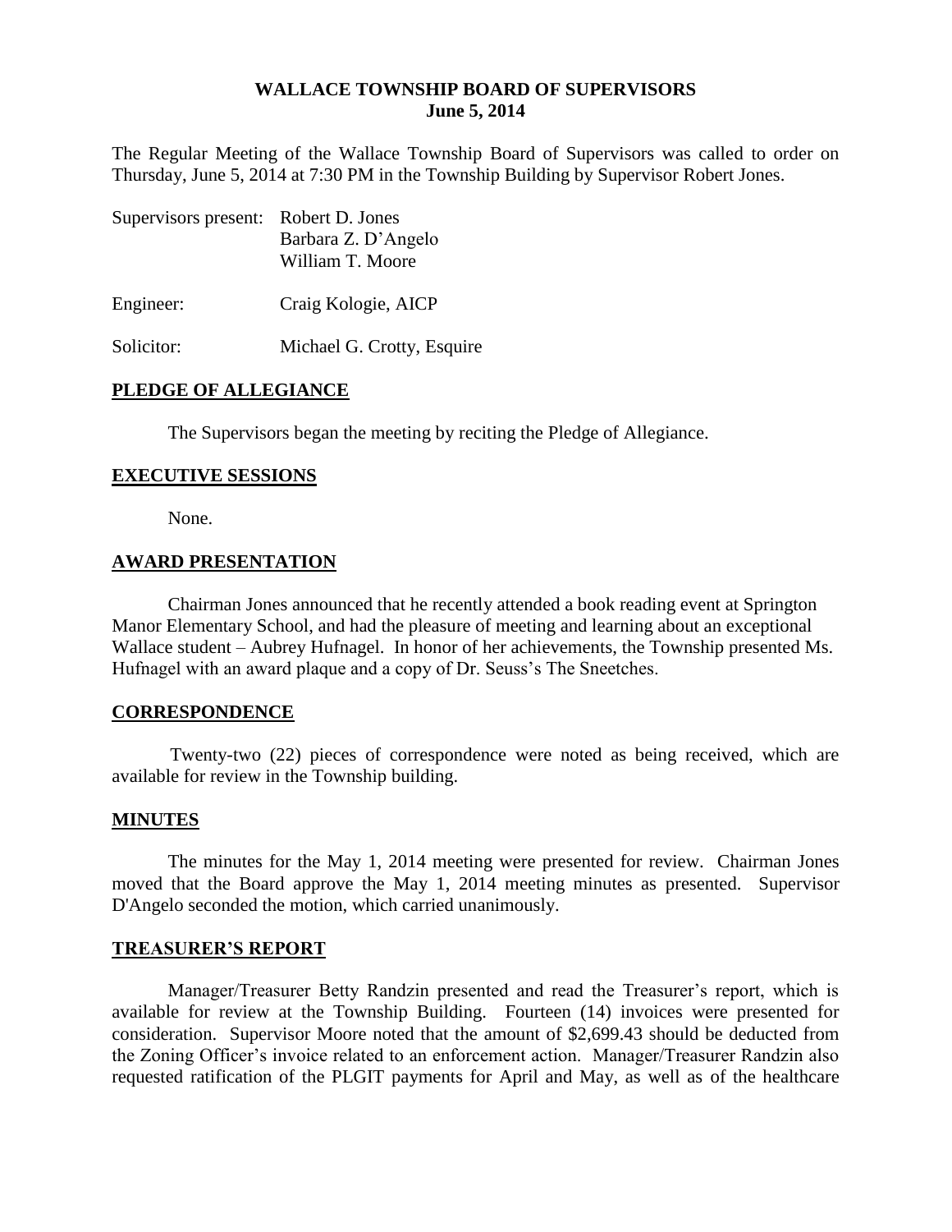# WALLACE TOWNSHIP BOARD OF SUPERVISORS
## June 5, 2014

The Regular Meeting of the Wallace Township Board of Supervisors was called to order on Thursday, June 5, 2014 at 7:30 PM in the Township Building by Supervisor Robert Jones.

Supervisors present: Robert D. Jones
Barbara Z. D'Angelo
William T. Moore

Engineer: Craig Kologie, AICP

Solicitor: Michael G. Crotty, Esquire

## PLEDGE OF ALLEGIANCE

The Supervisors began the meeting by reciting the Pledge of Allegiance.

## EXECUTIVE SESSIONS

None.

## AWARD PRESENTATION

Chairman Jones announced that he recently attended a book reading event at Springton Manor Elementary School, and had the pleasure of meeting and learning about an exceptional Wallace student – Aubrey Hufnagel. In honor of her achievements, the Township presented Ms. Hufnagel with an award plaque and a copy of Dr. Seuss's The Sneetches.

## CORRESPONDENCE

Twenty-two (22) pieces of correspondence were noted as being received, which are available for review in the Township building.

## MINUTES

The minutes for the May 1, 2014 meeting were presented for review. Chairman Jones moved that the Board approve the May 1, 2014 meeting minutes as presented. Supervisor D'Angelo seconded the motion, which carried unanimously.

## TREASURER'S REPORT

Manager/Treasurer Betty Randzin presented and read the Treasurer's report, which is available for review at the Township Building. Fourteen (14) invoices were presented for consideration. Supervisor Moore noted that the amount of $2,699.43 should be deducted from the Zoning Officer's invoice related to an enforcement action. Manager/Treasurer Randzin also requested ratification of the PLGIT payments for April and May, as well as of the healthcare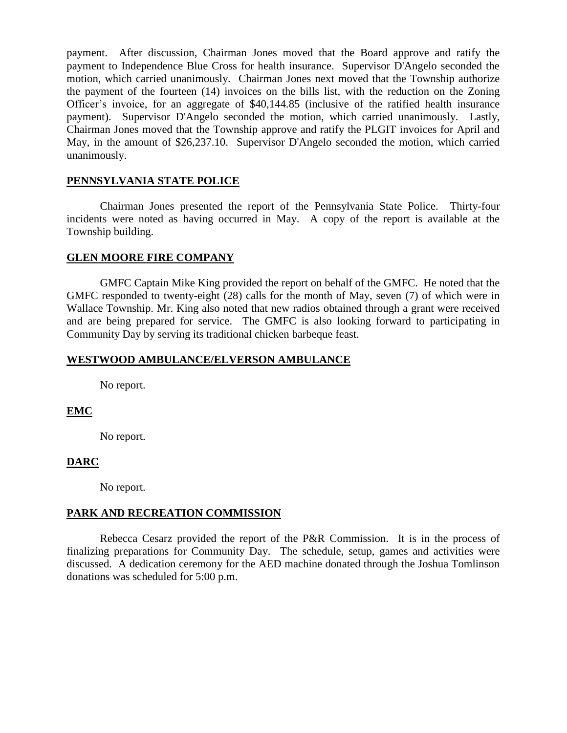payment. After discussion, Chairman Jones moved that the Board approve and ratify the payment to Independence Blue Cross for health insurance. Supervisor D'Angelo seconded the motion, which carried unanimously. Chairman Jones next moved that the Township authorize the payment of the fourteen (14) invoices on the bills list, with the reduction on the Zoning Officer's invoice, for an aggregate of $40,144.85 (inclusive of the ratified health insurance payment). Supervisor D'Angelo seconded the motion, which carried unanimously. Lastly, Chairman Jones moved that the Township approve and ratify the PLGIT invoices for April and May, in the amount of $26,237.10. Supervisor D'Angelo seconded the motion, which carried unanimously.

## PENNSYLVANIA STATE POLICE

Chairman Jones presented the report of the Pennsylvania State Police. Thirty-four incidents were noted as having occurred in May. A copy of the report is available at the Township building.

## GLEN MOORE FIRE COMPANY

GMFC Captain Mike King provided the report on behalf of the GMFC. He noted that the GMFC responded to twenty-eight (28) calls for the month of May, seven (7) of which were in Wallace Township. Mr. King also noted that new radios obtained through a grant were received and are being prepared for service. The GMFC is also looking forward to participating in Community Day by serving its traditional chicken barbeque feast.

## WESTWOOD AMBULANCE/ELVERSON AMBULANCE

No report.

## EMC

No report.

## DARC

No report.

## PARK AND RECREATION COMMISSION

Rebecca Cesarz provided the report of the P&R Commission. It is in the process of finalizing preparations for Community Day. The schedule, setup, games and activities were discussed. A dedication ceremony for the AED machine donated through the Joshua Tomlinson donations was scheduled for 5:00 p.m.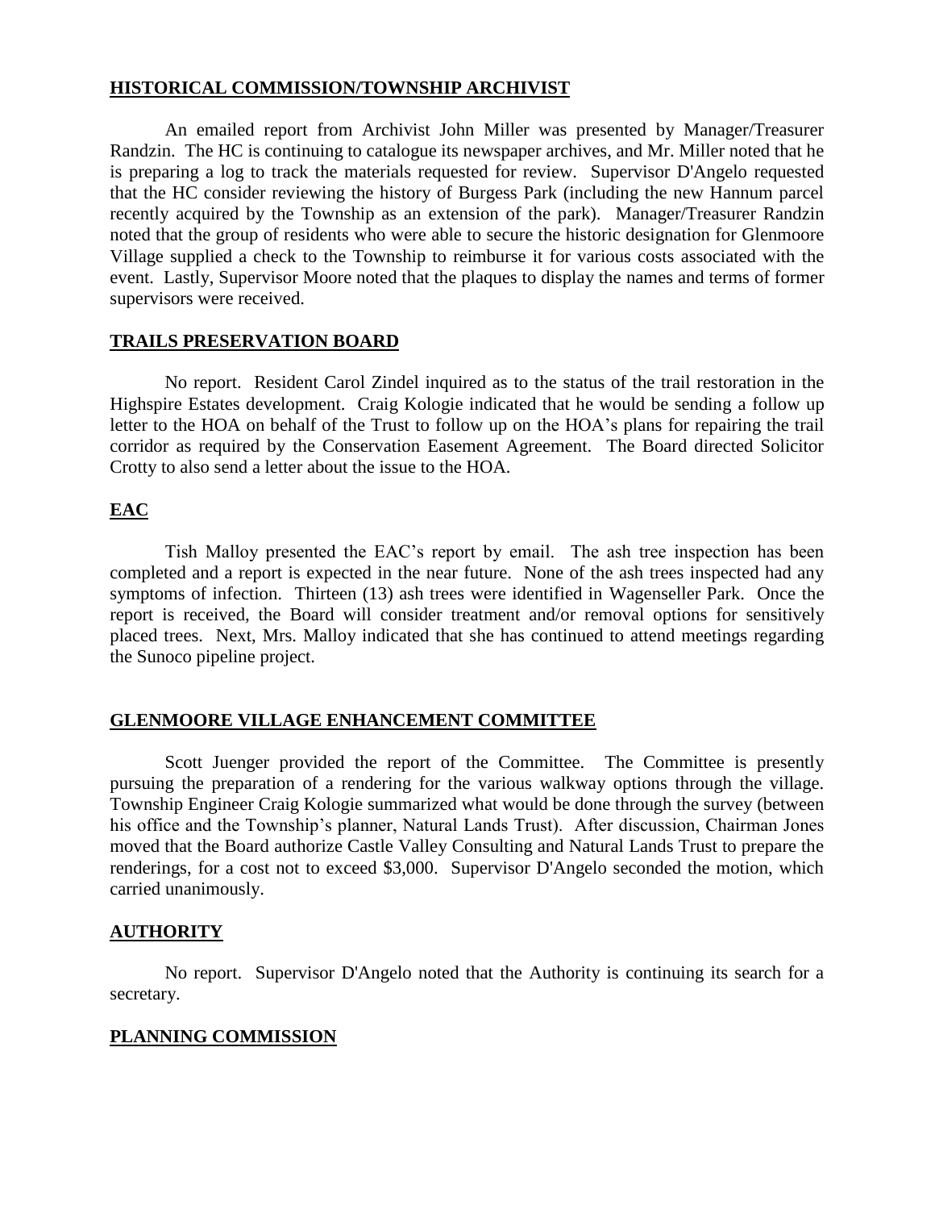## HISTORICAL COMMISSION/TOWNSHIP ARCHIVIST

An emailed report from Archivist John Miller was presented by Manager/Treasurer Randzin. The HC is continuing to catalogue its newspaper archives, and Mr. Miller noted that he is preparing a log to track the materials requested for review. Supervisor D'Angelo requested that the HC consider reviewing the history of Burgess Park (including the new Hannum parcel recently acquired by the Township as an extension of the park). Manager/Treasurer Randzin noted that the group of residents who were able to secure the historic designation for Glenmoore Village supplied a check to the Township to reimburse it for various costs associated with the event. Lastly, Supervisor Moore noted that the plaques to display the names and terms of former supervisors were received.

## TRAILS PRESERVATION BOARD

No report. Resident Carol Zindel inquired as to the status of the trail restoration in the Highspire Estates development. Craig Kologie indicated that he would be sending a follow up letter to the HOA on behalf of the Trust to follow up on the HOA's plans for repairing the trail corridor as required by the Conservation Easement Agreement. The Board directed Solicitor Crotty to also send a letter about the issue to the HOA.

## EAC

Tish Malloy presented the EAC's report by email. The ash tree inspection has been completed and a report is expected in the near future. None of the ash trees inspected had any symptoms of infection. Thirteen (13) ash trees were identified in Wagenseller Park. Once the report is received, the Board will consider treatment and/or removal options for sensitively placed trees. Next, Mrs. Malloy indicated that she has continued to attend meetings regarding the Sunoco pipeline project.

## GLENMOORE VILLAGE ENHANCEMENT COMMITTEE

Scott Juenger provided the report of the Committee. The Committee is presently pursuing the preparation of a rendering for the various walkway options through the village. Township Engineer Craig Kologie summarized what would be done through the survey (between his office and the Township's planner, Natural Lands Trust). After discussion, Chairman Jones moved that the Board authorize Castle Valley Consulting and Natural Lands Trust to prepare the renderings, for a cost not to exceed $3,000. Supervisor D'Angelo seconded the motion, which carried unanimously.

## AUTHORITY

No report. Supervisor D'Angelo noted that the Authority is continuing its search for a secretary.

## PLANNING COMMISSION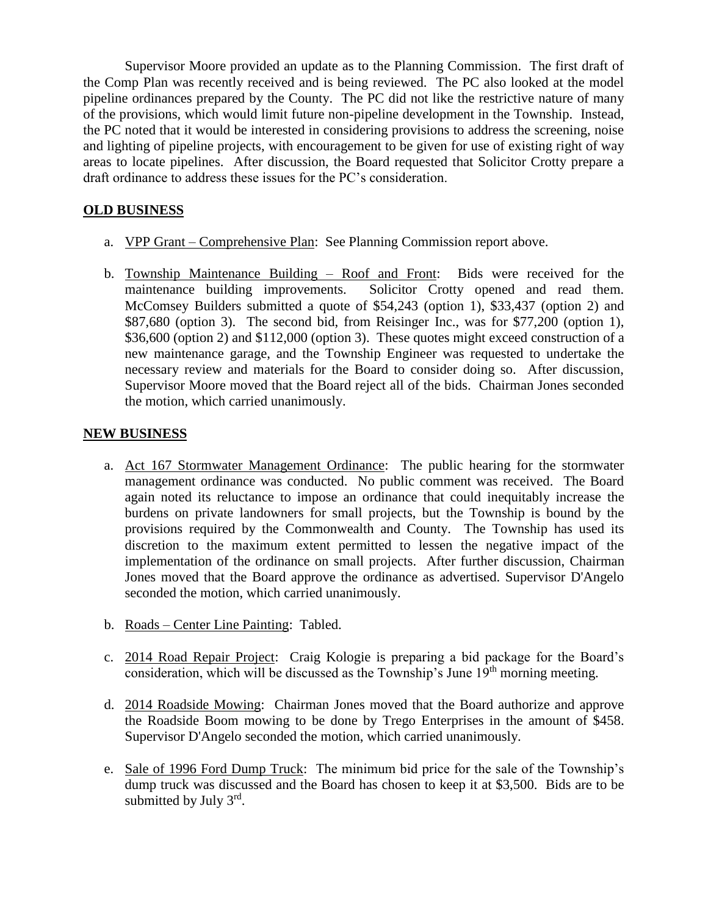Supervisor Moore provided an update as to the Planning Commission. The first draft of the Comp Plan was recently received and is being reviewed. The PC also looked at the model pipeline ordinances prepared by the County. The PC did not like the restrictive nature of many of the provisions, which would limit future non-pipeline development in the Township. Instead, the PC noted that it would be interested in considering provisions to address the screening, noise and lighting of pipeline projects, with encouragement to be given for use of existing right of way areas to locate pipelines. After discussion, the Board requested that Solicitor Crotty prepare a draft ordinance to address these issues for the PC's consideration.

## **OLD BUSINESS**

a. VPP Grant – Comprehensive Plan: See Planning Commission report above.

b. Township Maintenance Building – Roof and Front: Bids were received for the maintenance building improvements. Solicitor Crotty opened and read them. McComsey Builders submitted a quote of $54,243 (option 1), $33,437 (option 2) and $87,680 (option 3). The second bid, from Reisinger Inc., was for $77,200 (option 1), $36,600 (option 2) and $112,000 (option 3). These quotes might exceed construction of a new maintenance garage, and the Township Engineer was requested to undertake the necessary review and materials for the Board to consider doing so. After discussion, Supervisor Moore moved that the Board reject all of the bids. Chairman Jones seconded the motion, which carried unanimously.

## **NEW BUSINESS**

a. Act 167 Stormwater Management Ordinance: The public hearing for the stormwater management ordinance was conducted. No public comment was received. The Board again noted its reluctance to impose an ordinance that could inequitably increase the burdens on private landowners for small projects, but the Township is bound by the provisions required by the Commonwealth and County. The Township has used its discretion to the maximum extent permitted to lessen the negative impact of the implementation of the ordinance on small projects. After further discussion, Chairman Jones moved that the Board approve the ordinance as advertised. Supervisor D'Angelo seconded the motion, which carried unanimously.

b. Roads – Center Line Painting: Tabled.

c. 2014 Road Repair Project: Craig Kologie is preparing a bid package for the Board's consideration, which will be discussed as the Township's June 19th morning meeting.

d. 2014 Roadside Mowing: Chairman Jones moved that the Board authorize and approve the Roadside Boom mowing to be done by Trego Enterprises in the amount of $458. Supervisor D'Angelo seconded the motion, which carried unanimously.

e. Sale of 1996 Ford Dump Truck: The minimum bid price for the sale of the Township's dump truck was discussed and the Board has chosen to keep it at $3,500. Bids are to be submitted by July 3rd.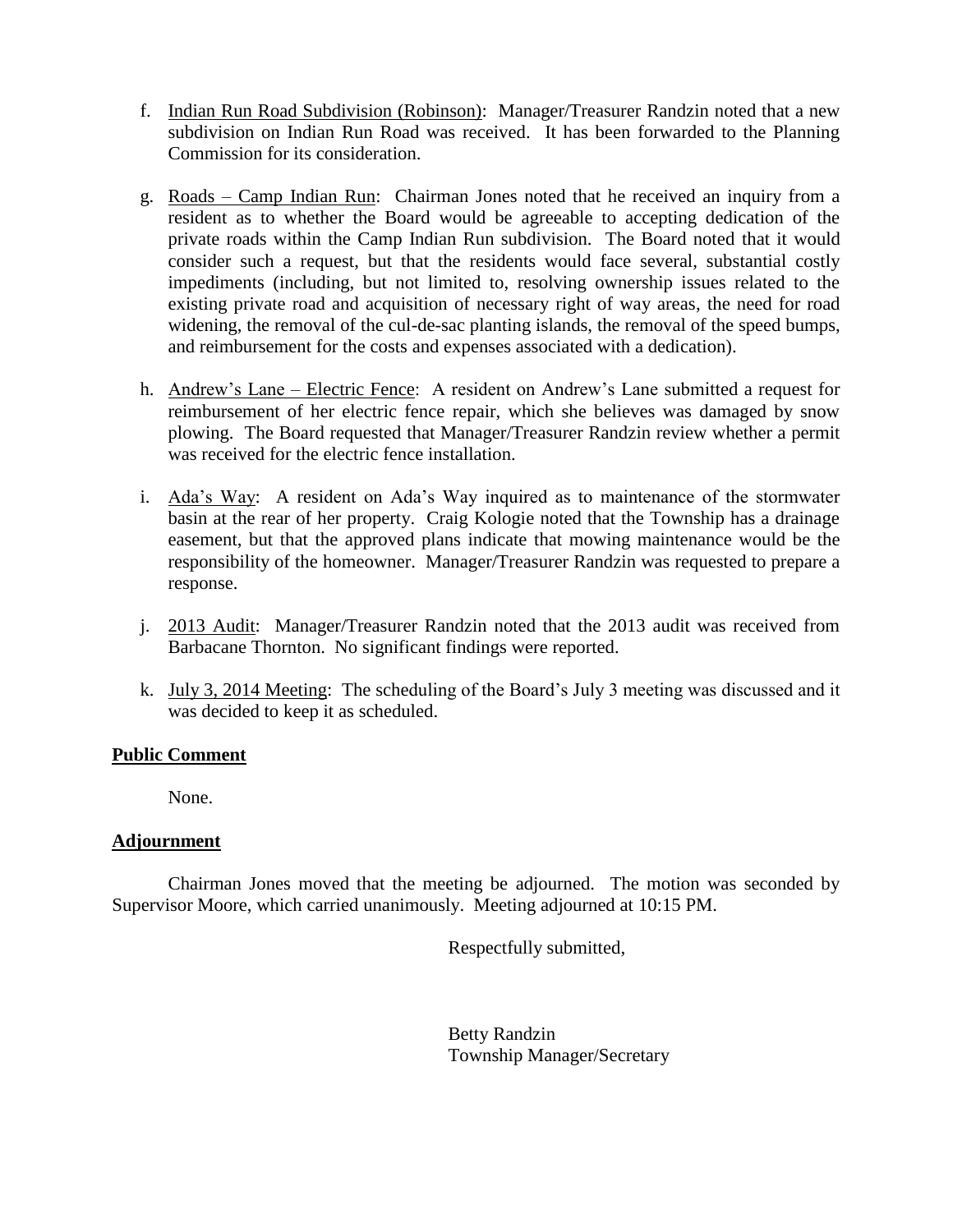f. Indian Run Road Subdivision (Robinson): Manager/Treasurer Randzin noted that a new subdivision on Indian Run Road was received. It has been forwarded to the Planning Commission for its consideration.

g. Roads – Camp Indian Run: Chairman Jones noted that he received an inquiry from a resident as to whether the Board would be agreeable to accepting dedication of the private roads within the Camp Indian Run subdivision. The Board noted that it would consider such a request, but that the residents would face several, substantial costly impediments (including, but not limited to, resolving ownership issues related to the existing private road and acquisition of necessary right of way areas, the need for road widening, the removal of the cul-de-sac planting islands, the removal of the speed bumps, and reimbursement for the costs and expenses associated with a dedication).

h. Andrew's Lane – Electric Fence: A resident on Andrew's Lane submitted a request for reimbursement of her electric fence repair, which she believes was damaged by snow plowing. The Board requested that Manager/Treasurer Randzin review whether a permit was received for the electric fence installation.

i. Ada's Way: A resident on Ada's Way inquired as to maintenance of the stormwater basin at the rear of her property. Craig Kologie noted that the Township has a drainage easement, but that the approved plans indicate that mowing maintenance would be the responsibility of the homeowner. Manager/Treasurer Randzin was requested to prepare a response.

j. 2013 Audit: Manager/Treasurer Randzin noted that the 2013 audit was received from Barbacane Thornton. No significant findings were reported.

k. July 3, 2014 Meeting: The scheduling of the Board's July 3 meeting was discussed and it was decided to keep it as scheduled.

**Public Comment**

None.

**Adjournment**

Chairman Jones moved that the meeting be adjourned. The motion was seconded by Supervisor Moore, which carried unanimously. Meeting adjourned at 10:15 PM.

Respectfully submitted,

Betty Randzin
Township Manager/Secretary